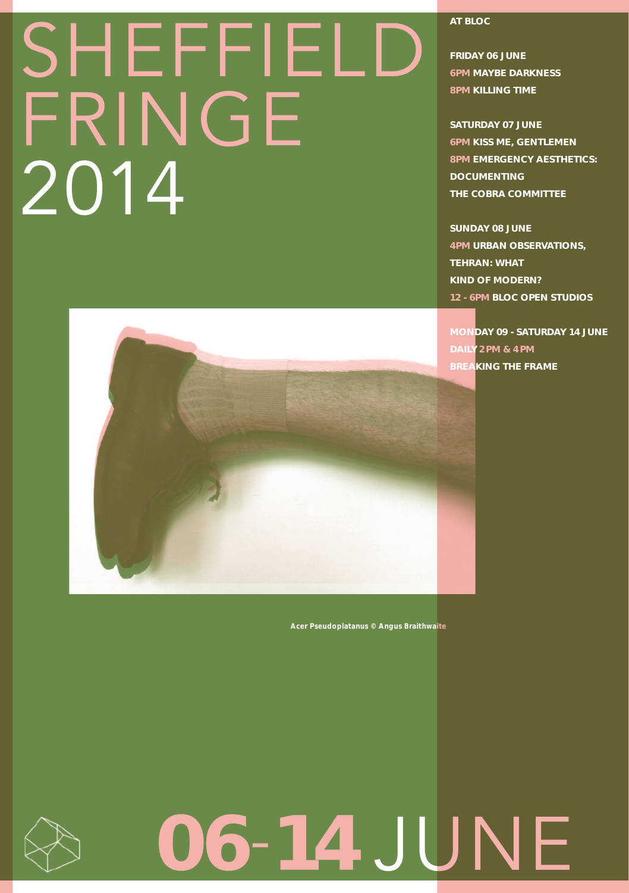# SHEFFIELD FRINGE 2014

**AT BLOC**

**FRIDAY 06 JUNE**
**6PM MAYBE DARKNESS**
**8PM KILLING TIME**

**SATURDAY 07 JUNE**
**6PM KISS ME, GENTLEMEN**
**8PM EMERGENCY AESTHETICS: DOCUMENTING THE COBRA COMMITTEE**

**SUNDAY 08 JUNE**
**4PM URBAN OBSERVATIONS, TEHRAN: WHAT KIND OF MODERN?**
**12 - 6PM BLOC OPEN STUDIOS**

**MONDAY 09 - SATURDAY 14 JUNE**
**DAILY 2PM & 4PM**
**BREAKING THE FRAME**

**Acer Pseudoplatanus © Angus Braithwaite**

# 06-14 JUNE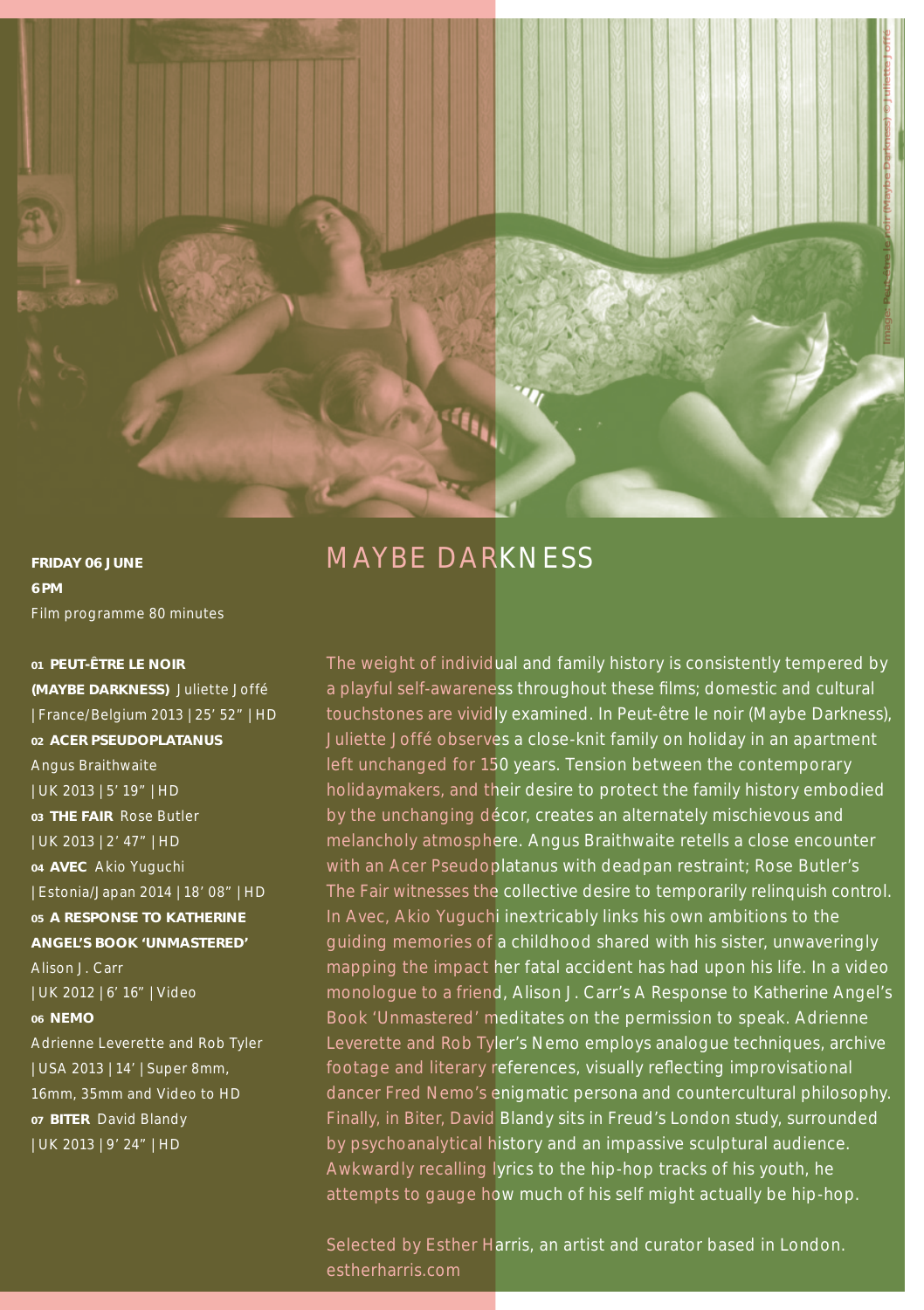**FRIDAY 06 JUNE**
**6PM**
Film programme 80 minutes

**01 PEUT-ÊTRE LE NOIR (MAYBE DARKNESS)** Juliette Joffé | France/Belgium 2013 | 25' 52" | HD
**02 ACER PSEUDOPLATANUS** Angus Braithwaite | UK 2013 | 5' 19" | HD
**03 THE FAIR** Rose Butler | UK 2013 | 2' 47" | HD
**04 AVEC** Akio Yuguchi | Estonia/Japan 2014 | 18' 08" | HD
**05 A RESPONSE TO KATHERINE ANGEL'S BOOK 'UNMASTERED'** Alison J. Carr | UK 2012 | 6' 16" | Video
**06 NEMO** Adrienne Leverette and Rob Tyler | USA 2013 | 14' | Super 8mm, 16mm, 35mm and Video to HD
**07 BITER** David Blandy | UK 2013 | 9' 24" | HD

# MAYBE DARKNESS

The weight of individual and family history is consistently tempered by a playful self-awareness throughout these films; domestic and cultural touchstones are vividly examined. In Peut-être le noir (Maybe Darkness), Juliette Joffé observes a close-knit family on holiday in an apartment left unchanged for 150 years. Tension between the contemporary holidaymakers, and their desire to protect the family history embodied by the unchanging décor, creates an alternately mischievous and melancholy atmosphere. Angus Braithwaite retells a close encounter with an Acer Pseudoplatanus with deadpan restraint; Rose Butler's The Fair witnesses the collective desire to temporarily relinquish control. In Avec, Akio Yuguchi inextricably links his own ambitions to the guiding memories of a childhood shared with his sister, unwaveringly mapping the impact her fatal accident has had upon his life. In a video monologue to a friend, Alison J. Carr's A Response to Katherine Angel's Book 'Unmastered' meditates on the permission to speak. Adrienne Leverette and Rob Tyler's Nemo employs analogue techniques, archive footage and literary references, visually reflecting improvisational dancer Fred Nemo's enigmatic persona and countercultural philosophy. Finally, in Biter, David Blandy sits in Freud's London study, surrounded by psychoanalytical history and an impassive sculptural audience. Awkwardly recalling lyrics to the hip-hop tracks of his youth, he attempts to gauge how much of his self might actually be hip-hop.

Selected by Esther Harris, an artist and curator based in London.
estherharris.com

Image: Peut-être le noir (Maybe Darkness) © Juliette Joffé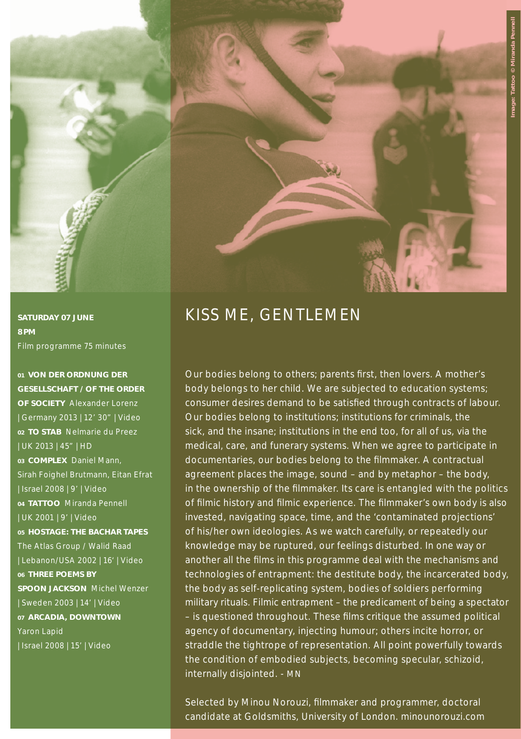Image: Tattoo © Miranda Pennell

**SATURDAY 07 JUNE**
**8PM**
Film programme 75 minutes

**01 VON DER ORDNUNG DER GESELLSCHAFT / OF THE ORDER OF SOCIETY** Alexander Lorenz | Germany 2013 | 12' 30" | Video
**02 TO STAB** Nelmarie du Preez | UK 2013 | 45" | HD
**03 COMPLEX** Daniel Mann, Sirah Foighel Brutmann, Eitan Efrat | Israel 2008 | 9' | Video
**04 TATTOO** Miranda Pennell | UK 2001 | 9' | Video
**05 HOSTAGE: THE BACHAR TAPES** The Atlas Group / Walid Raad | Lebanon/USA 2002 | 16' | Video
**06 THREE POEMS BY SPOON JACKSON** Michel Wenzer | Sweden 2003 | 14' | Video
**07 ARCADIA, DOWNTOWN** Yaron Lapid | Israel 2008 | 15' | Video

# KISS ME, GENTLEMEN

Our bodies belong to others; parents first, then lovers. A mother's body belongs to her child. We are subjected to education systems; consumer desires demand to be satisfied through contracts of labour. Our bodies belong to institutions; institutions for criminals, the sick, and the insane; institutions in the end too, for all of us, via the medical, care, and funerary systems. When we agree to participate in documentaries, our bodies belong to the filmmaker. A contractual agreement places the image, sound – and by metaphor – the body, in the ownership of the filmmaker. Its care is entangled with the politics of filmic history and filmic experience. The filmmaker's own body is also invested, navigating space, time, and the 'contaminated projections' of his/her own ideologies. As we watch carefully, or repeatedly our knowledge may be ruptured, our feelings disturbed. In one way or another all the films in this programme deal with the mechanisms and technologies of entrapment: the destitute body, the incarcerated body, the body as self-replicating system, bodies of soldiers performing military rituals. Filmic entrapment – the predicament of being a spectator – is questioned throughout. These films critique the assumed political agency of documentary, injecting humour; others incite horror, or straddle the tightrope of representation. All point powerfully towards the condition of embodied subjects, becoming specular, schizoid, internally disjointed. - MN

Selected by Minou Norouzi, filmmaker and programmer, doctoral candidate at Goldsmiths, University of London. minounorouzi.com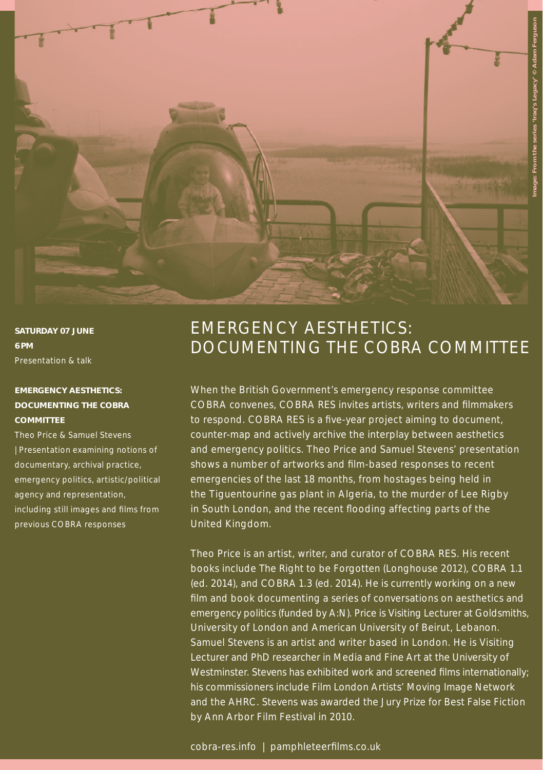Image: From the series 'Iraq's Legacy' © Adam Ferguson

**SATURDAY 07 JUNE**
**6PM**
Presentation & talk

**EMERGENCY AESTHETICS: DOCUMENTING THE COBRA COMMITTEE**

Theo Price & Samuel Stevens | Presentation examining notions of documentary, archival practice, emergency politics, artistic/political agency and representation, including still images and films from previous COBRA responses

# EMERGENCY AESTHETICS: DOCUMENTING THE COBRA COMMITTEE

When the British Government's emergency response committee COBRA convenes, COBRA RES invites artists, writers and filmmakers to respond. COBRA RES is a five-year project aiming to document, counter-map and actively archive the interplay between aesthetics and emergency politics. Theo Price and Samuel Stevens' presentation shows a number of artworks and film-based responses to recent emergencies of the last 18 months, from hostages being held in the Tiguentourine gas plant in Algeria, to the murder of Lee Rigby in South London, and the recent flooding affecting parts of the United Kingdom.

Theo Price is an artist, writer, and curator of COBRA RES. His recent books include The Right to be Forgotten (Longhouse 2012), COBRA 1.1 (ed. 2014), and COBRA 1.3 (ed. 2014). He is currently working on a new film and book documenting a series of conversations on aesthetics and emergency politics (funded by A:N). Price is Visiting Lecturer at Goldsmiths, University of London and American University of Beirut, Lebanon. Samuel Stevens is an artist and writer based in London. He is Visiting Lecturer and PhD researcher in Media and Fine Art at the University of Westminster. Stevens has exhibited work and screened films internationally; his commissioners include Film London Artists' Moving Image Network and the AHRC. Stevens was awarded the Jury Prize for Best False Fiction by Ann Arbor Film Festival in 2010.

cobra-res.info | pamphleteerfilms.co.uk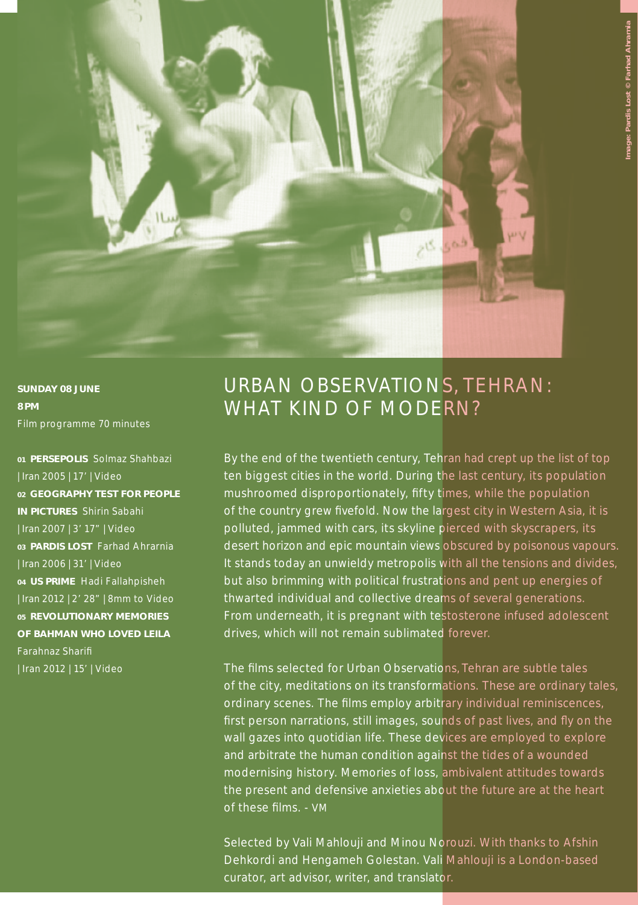**SUNDAY 08 JUNE**
**8PM**
Film programme 70 minutes

**01 PERSEPOLIS** Solmaz Shahbazi
| Iran 2005 | 17' | Video

**02 GEOGRAPHY TEST FOR PEOPLE IN PICTURES** Shirin Sabahi
| Iran 2007 | 3' 17" | Video

**03 PARDIS LOST** Farhad Ahrarnia
| Iran 2006 | 31' | Video

**04 US PRIME** Hadi Fallahpisheh
| Iran 2012 | 2' 28" | 8mm to Video

**05 REVOLUTIONARY MEMORIES OF BAHMAN WHO LOVED LEILA**
Farahnaz Sharifi
| Iran 2012 | 15' | Video

# URBAN OBSERVATIONS, TEHRAN: WHAT KIND OF MODERN?

By the end of the twentieth century, Tehran had crept up the list of top ten biggest cities in the world. During the last century, its population mushroomed disproportionately, fifty times, while the population of the country grew fivefold. Now the largest city in Western Asia, it is polluted, jammed with cars, its skyline pierced with skyscrapers, its desert horizon and epic mountain views obscured by poisonous vapours. It stands today an unwieldy metropolis with all the tensions and divides, but also brimming with political frustrations and pent up energies of thwarted individual and collective dreams of several generations. From underneath, it is pregnant with testosterone infused adolescent drives, which will not remain sublimated forever.

The films selected for Urban Observations, Tehran are subtle tales of the city, meditations on its transformations. These are ordinary tales, ordinary scenes. The films employ arbitrary individual reminiscences, first person narrations, still images, sounds of past lives, and fly on the wall gazes into quotidian life. These devices are employed to explore and arbitrate the human condition against the tides of a wounded modernising history. Memories of loss, ambivalent attitudes towards the present and defensive anxieties about the future are at the heart of these films. - VM

Selected by Vali Mahlouji and Minou Norouzi. With thanks to Afshin Dehkordi and Hengameh Golestan. Vali Mahlouji is a London-based curator, art advisor, writer, and translator.

Image: Pardis Lost © Farhad Ahrarnia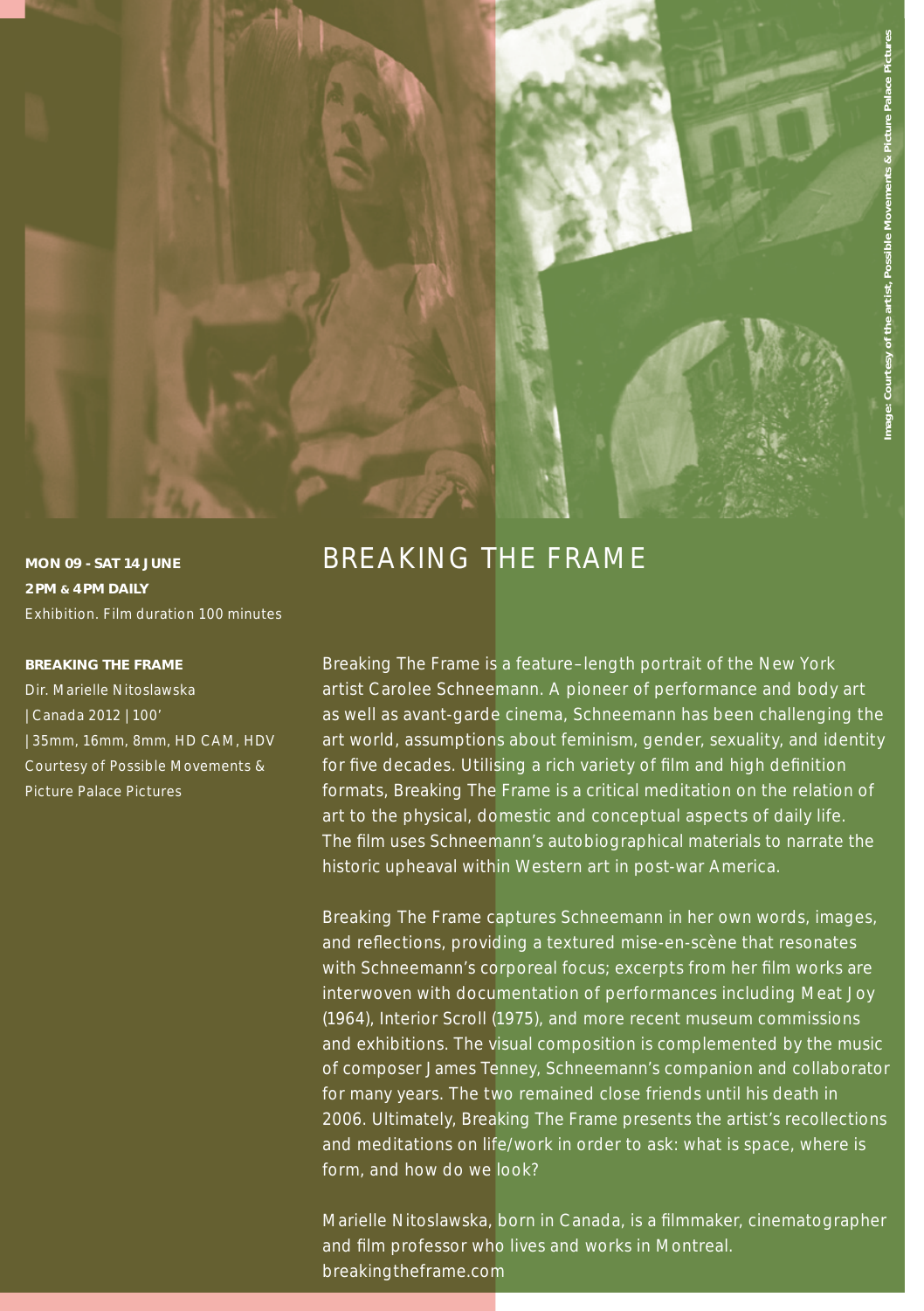Image: Courtesy of the artist, Possible Movements & Picture Palace Pictures

**MON 09 - SAT 14 JUNE**
**2PM & 4PM DAILY**
Exhibition. Film duration 100 minutes

**BREAKING THE FRAME**
Dir. Marielle Nitoslawska
| Canada 2012 | 100'
| 35mm, 16mm, 8mm, HD CAM, HDV
Courtesy of Possible Movements & Picture Palace Pictures

# BREAKING THE FRAME

Breaking The Frame is a feature–length portrait of the New York artist Carolee Schneemann. A pioneer of performance and body art as well as avant-garde cinema, Schneemann has been challenging the art world, assumptions about feminism, gender, sexuality, and identity for five decades. Utilising a rich variety of film and high definition formats, Breaking The Frame is a critical meditation on the relation of art to the physical, domestic and conceptual aspects of daily life. The film uses Schneemann's autobiographical materials to narrate the historic upheaval within Western art in post-war America.

Breaking The Frame captures Schneemann in her own words, images, and reflections, providing a textured mise-en-scène that resonates with Schneemann's corporeal focus; excerpts from her film works are interwoven with documentation of performances including Meat Joy (1964), Interior Scroll (1975), and more recent museum commissions and exhibitions. The visual composition is complemented by the music of composer James Tenney, Schneemann's companion and collaborator for many years. The two remained close friends until his death in 2006. Ultimately, Breaking The Frame presents the artist's recollections and meditations on life/work in order to ask: what is space, where is form, and how do we look?

Marielle Nitoslawska, born in Canada, is a filmmaker, cinematographer and film professor who lives and works in Montreal.
breakingtheframe.com